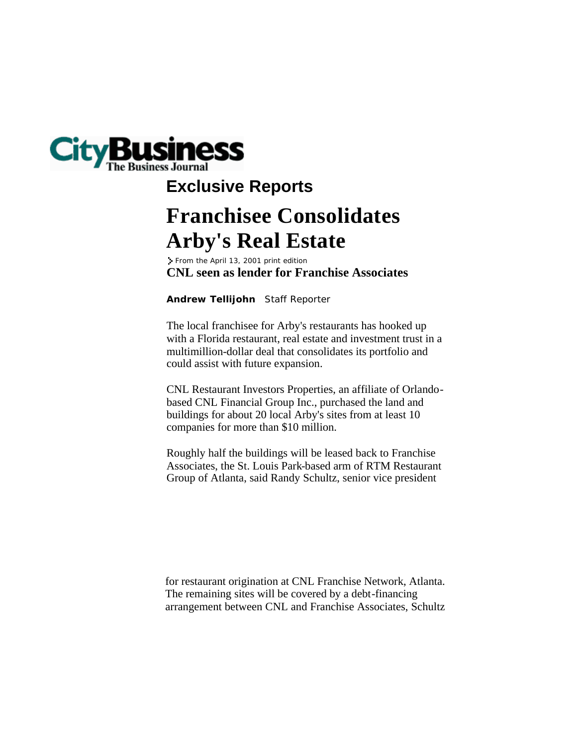CityBusiness
The Business Journal

## Exclusive Reports

# Franchisee Consolidates Arby's Real Estate

From the April 13, 2001 print edition

**CNL seen as lender for Franchise Associates**

**Andrew Tellijohn** Staff Reporter

The local franchisee for Arby's restaurants has hooked up with a Florida restaurant, real estate and investment trust in a multimillion-dollar deal that consolidates its portfolio and could assist with future expansion.

CNL Restaurant Investors Properties, an affiliate of Orlando-based CNL Financial Group Inc., purchased the land and buildings for about 20 local Arby's sites from at least 10 companies for more than $10 million.

Roughly half the buildings will be leased back to Franchise Associates, the St. Louis Park-based arm of RTM Restaurant Group of Atlanta, said Randy Schultz, senior vice president for restaurant origination at CNL Franchise Network, Atlanta. The remaining sites will be covered by a debt-financing arrangement between CNL and Franchise Associates, Schultz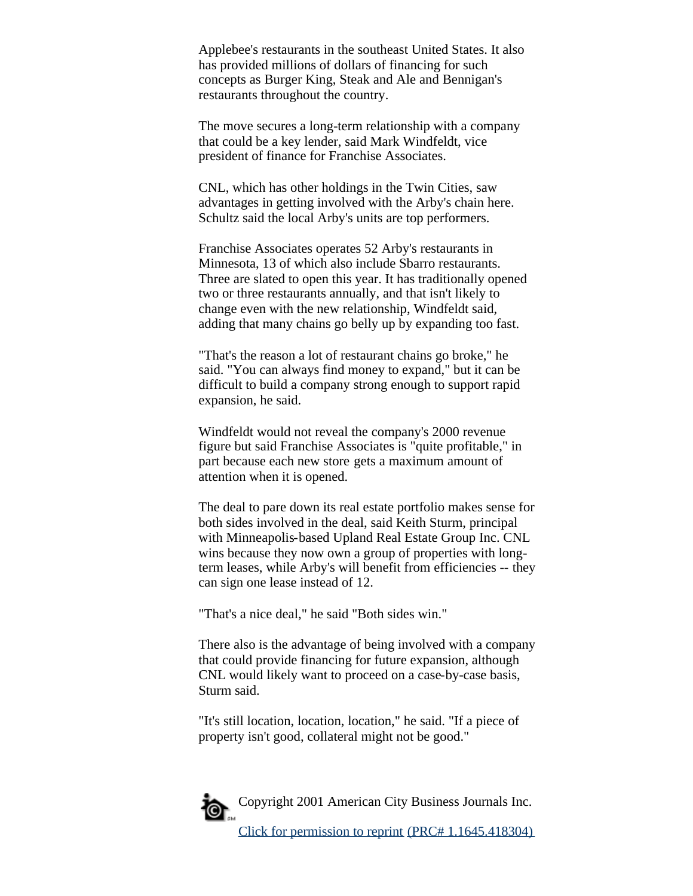Applebee's restaurants in the southeast United States. It also has provided millions of dollars of financing for such concepts as Burger King, Steak and Ale and Bennigan's restaurants throughout the country.

The move secures a long-term relationship with a company that could be a key lender, said Mark Windfeldt, vice president of finance for Franchise Associates.

CNL, which has other holdings in the Twin Cities, saw advantages in getting involved with the Arby's chain here. Schultz said the local Arby's units are top performers.

Franchise Associates operates 52 Arby's restaurants in Minnesota, 13 of which also include Sbarro restaurants. Three are slated to open this year. It has traditionally opened two or three restaurants annually, and that isn't likely to change even with the new relationship, Windfeldt said, adding that many chains go belly up by expanding too fast.

"That's the reason a lot of restaurant chains go broke," he said. "You can always find money to expand," but it can be difficult to build a company strong enough to support rapid expansion, he said.

Windfeldt would not reveal the company's 2000 revenue figure but said Franchise Associates is "quite profitable," in part because each new store gets a maximum amount of attention when it is opened.

The deal to pare down its real estate portfolio makes sense for both sides involved in the deal, said Keith Sturm, principal with Minneapolis-based Upland Real Estate Group Inc. CNL wins because they now own a group of properties with long-term leases, while Arby's will benefit from efficiencies -- they can sign one lease instead of 12.

"That's a nice deal," he said "Both sides win."

There also is the advantage of being involved with a company that could provide financing for future expansion, although CNL would likely want to proceed on a case-by-case basis, Sturm said.

"It's still location, location, location," he said. "If a piece of property isn't good, collateral might not be good."

Copyright 2001 American City Business Journals Inc.

Click for permission to reprint (PRC# 1.1645.418304)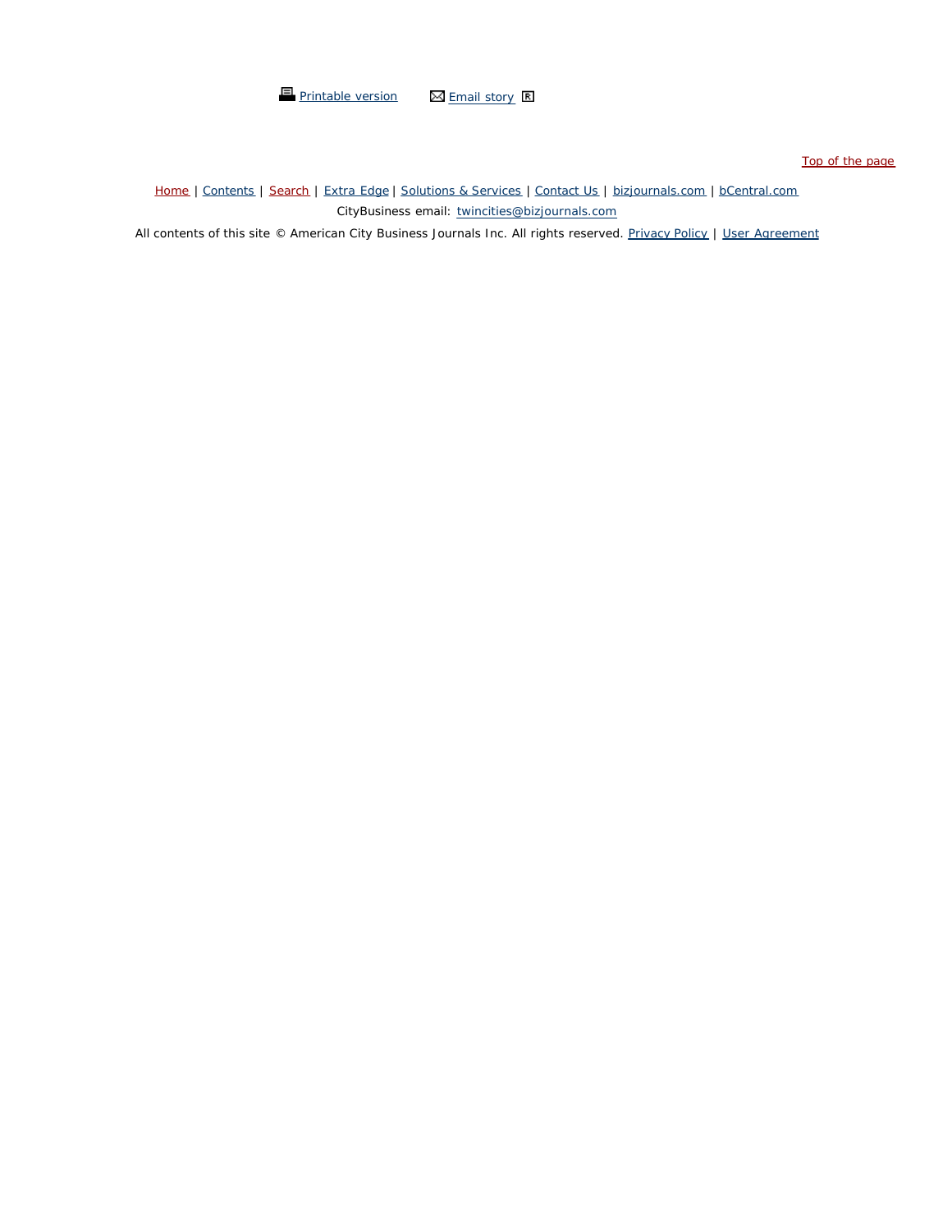Printable version    Email story

Top of the page

Home | Contents | Search | Extra Edge | Solutions & Services | Contact Us | bizjournals.com | bCentral.com

CityBusiness email: twincities@bizjournals.com

All contents of this site © American City Business Journals Inc. All rights reserved. Privacy Policy | User Agreement